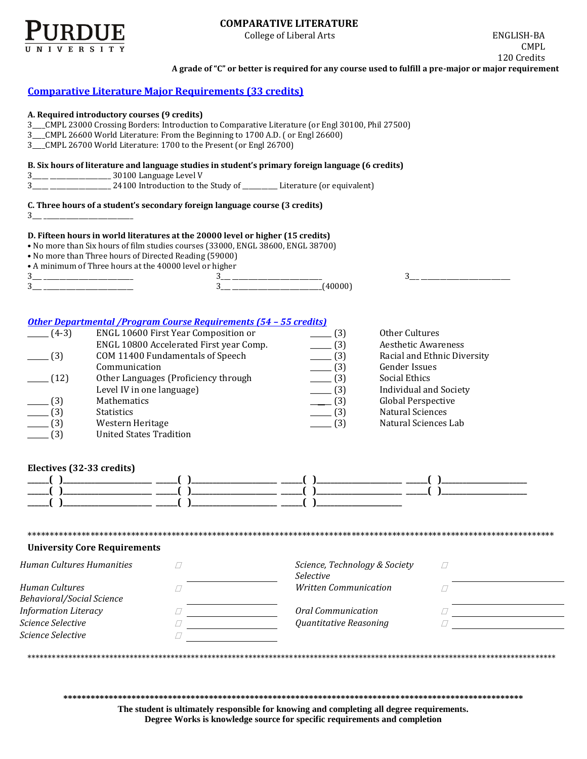PURDUE UNIVERSITY

# COMPARATIVE LITERATURE

College of Liberal Arts

ENGLISH-BA
CMPL
120 Credits

**A grade of "C" or better is required for any course used to fulfill a pre-major or major requirement**

## Comparative Literature Major Requirements (33 credits)

**A. Required introductory courses (9 credits)**

3___CMPL 23000 Crossing Borders: Introduction to Comparative Literature (or Engl 30100, Phil 27500)
3___CMPL 26600 World Literature: From the Beginning to 1700 A.D. ( or Engl 26600)
3___CMPL 26700 World Literature: 1700 to the Present (or Engl 26700)

**B. Six hours of literature and language studies in student's primary foreign language (6 credits)**

3_____ ________________ 30100 Language Level V
3_____ ________________ 24100 Introduction to the Study of _________ Literature (or equivalent)

**C. Three hours of a student's secondary foreign language course (3 credits)**

3___ _______________________

**D. Fifteen hours in world literatures at the 20000 level or higher (15 credits)**

- No more than Six hours of film studies courses (33000, ENGL 38600, ENGL 38700)
- No more than Three hours of Directed Reading (59000)
- A minimum of Three hours at the 40000 level or higher

3___ _______________________ 3___ _______________________ 3___ _______________________
3___ _______________________ 3___ _______________________(40000)

## *Other Departmental /Program Course Requirements (54 – 55 credits)*

_____ (4-3) ENGL 10600 First Year Composition or ENGL 10800 Accelerated First year Comp.
_____ (3) COM 11400 Fundamentals of Speech Communication
_____ (12) Other Languages (Proficiency through Level IV in one language)
_____ (3) Mathematics
_____ (3) Statistics
_____ (3) Western Heritage
_____ (3) United States Tradition
_____ (3) Other Cultures
_____ (3) Aesthetic Awareness
_____ (3) Racial and Ethnic Diversity
_____ (3) Gender Issues
_____ (3) Social Ethics
_____ (3) Individual and Society
_____ (3) Global Perspective
_____ (3) Natural Sciences
_____ (3) Natural Sciences Lab

**Electives (32-33 credits)**

_____( )____________________ _____( )____________________ _____( )____________________ _____( )____________________
_____( )____________________ _____( )____________________ _____( )____________________ _____( )____________________
_____( )____________________ _____( )____________________ _____( )____________________

**University Core Requirements**

| Requirement | | |
|---|---|---|
| *Human Cultures Humanities* | ☐ | ____________ |
| *Human Cultures Behavioral/Social Science* | ☐ | ____________ |
| *Information Literacy* | ☐ | ____________ |
| *Science Selective* | ☐ | ____________ |
| *Science Selective* | ☐ | ____________ |
| *Science, Technology & Society Selective* | ☐ | ____________ |
| *Written Communication* | ☐ | ____________ |
| *Oral Communication* | ☐ | ____________ |
| *Quantitative Reasoning* | ☐ | ____________ |

**The student is ultimately responsible for knowing and completing all degree requirements.**
**Degree Works is knowledge source for specific requirements and completion**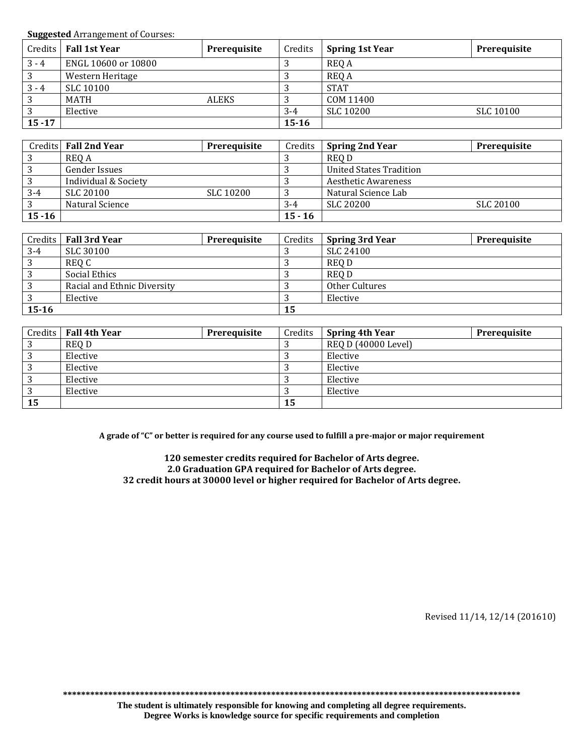**Suggested** Arrangement of Courses:

| Credits | Fall 1st Year | Prerequisite | Credits | Spring 1st Year | Prerequisite |
|---|---|---|---|---|---|
| 3 - 4 | ENGL 10600 or 10800 | | 3 | REQ A | |
| 3 | Western Heritage | | 3 | REQ A | |
| 3 - 4 | SLC 10100 | | 3 | STAT | |
| 3 | MATH | ALEKS | 3 | COM 11400 | |
| 3 | Elective | | 3-4 | SLC 10200 | SLC 10100 |
| **15 -17** | | | **15-16** | | |

| Credits | Fall 2nd Year | Prerequisite | Credits | Spring 2nd Year | Prerequisite |
|---|---|---|---|---|---|
| 3 | REQ A | | 3 | REQ D | |
| 3 | Gender Issues | | 3 | United States Tradition | |
| 3 | Individual & Society | | 3 | Aesthetic Awareness | |
| 3-4 | SLC 20100 | SLC 10200 | 3 | Natural Science Lab | |
| 3 | Natural Science | | 3-4 | SLC 20200 | SLC 20100 |
| **15 -16** | | | **15 - 16** | | |

| Credits | Fall 3rd Year | Prerequisite | Credits | Spring 3rd Year | Prerequisite |
|---|---|---|---|---|---|
| 3-4 | SLC 30100 | | 3 | SLC 24100 | |
| 3 | REQ C | | 3 | REQ D | |
| 3 | Social Ethics | | 3 | REQ D | |
| 3 | Racial and Ethnic Diversity | | 3 | Other Cultures | |
| 3 | Elective | | 3 | Elective | |
| **15-16** | | | **15** | | |

| Credits | Fall 4th Year | Prerequisite | Credits | Spring 4th Year | Prerequisite |
|---|---|---|---|---|---|
| 3 | REQ D | | 3 | REQ D (40000 Level) | |
| 3 | Elective | | 3 | Elective | |
| 3 | Elective | | 3 | Elective | |
| 3 | Elective | | 3 | Elective | |
| 3 | Elective | | 3 | Elective | |
| **15** | | | **15** | | |

**A grade of "C" or better is required for any course used to fulfill a pre-major or major requirement**

**120 semester credits required for Bachelor of Arts degree.**
**2.0 Graduation GPA required for Bachelor of Arts degree.**
**32 credit hours at 30000 level or higher required for Bachelor of Arts degree.**

Revised 11/14, 12/14 (201610)

**************************************************************************************************

**The student is ultimately responsible for knowing and completing all degree requirements.**
**Degree Works is knowledge source for specific requirements and completion**